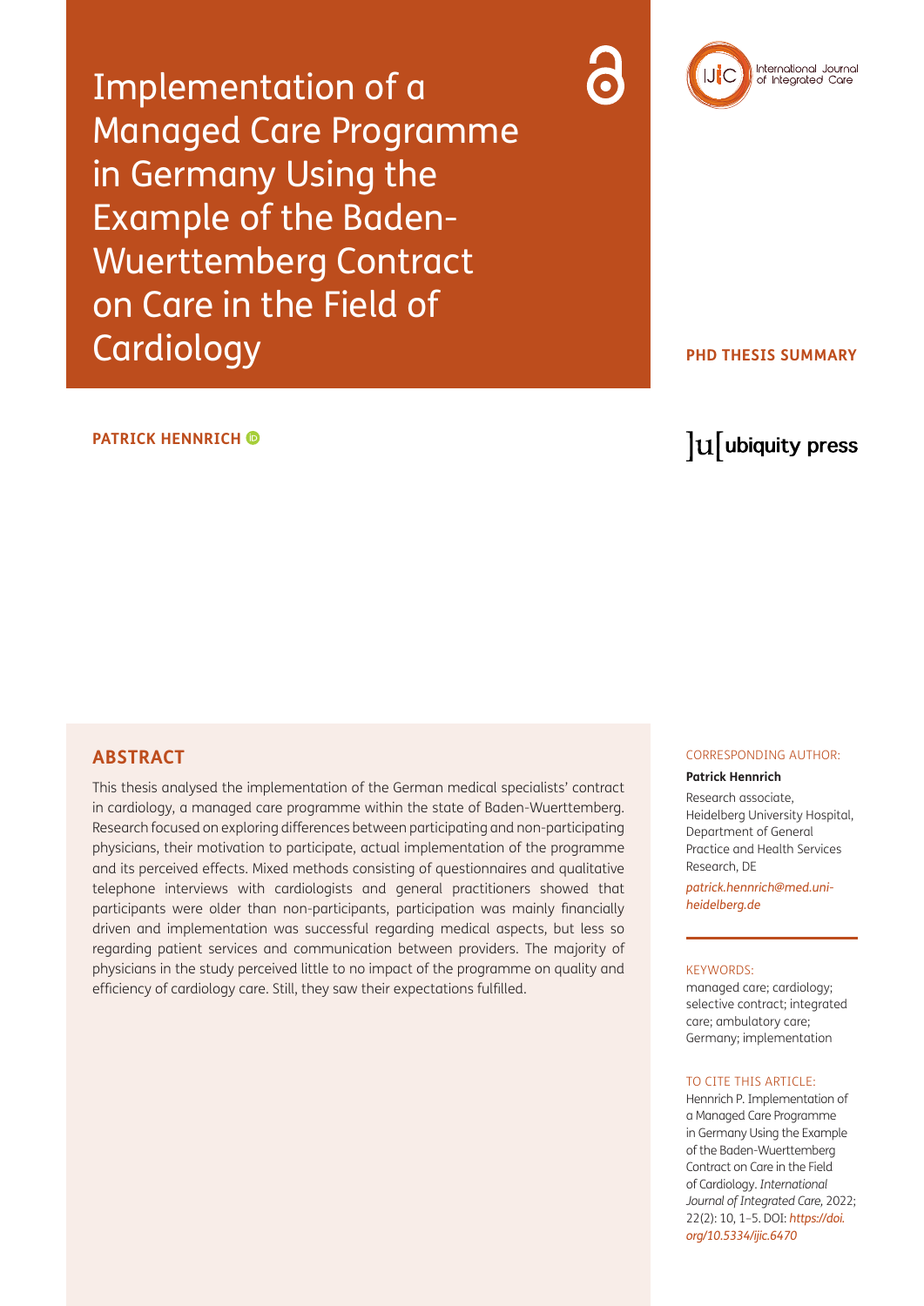# Implementation of a Managed Care Programme in Germany Using the Example of the Baden-Wuerttemberg Contract on Care in the Field of Cardiology

**PHD THESIS SUMMARY**

**PATRICK HENNRICH**

## ABSTRACT

This thesis analysed the implementation of the German medical specialists' contract in cardiology, a managed care programme within the state of Baden-Wuerttemberg. Research focused on exploring differences between participating and non-participating physicians, their motivation to participate, actual implementation of the programme and its perceived effects. Mixed methods consisting of questionnaires and qualitative telephone interviews with cardiologists and general practitioners showed that participants were older than non-participants, participation was mainly financially driven and implementation was successful regarding medical aspects, but less so regarding patient services and communication between providers. The majority of physicians in the study perceived little to no impact of the programme on quality and efficiency of cardiology care. Still, they saw their expectations fulfilled.

CORRESPONDING AUTHOR:

**Patrick Hennrich**

Research associate, Heidelberg University Hospital, Department of General Practice and Health Services Research, DE

*patrick.hennrich@med.uni-heidelberg.de*

KEYWORDS:

managed care; cardiology; selective contract; integrated care; ambulatory care; Germany; implementation

TO CITE THIS ARTICLE:

Hennrich P. Implementation of a Managed Care Programme in Germany Using the Example of the Baden-Wuerttemberg Contract on Care in the Field of Cardiology. *International Journal of Integrated Care*, 2022; 22(2): 10, 1–5. DOI: *https://doi.org/10.5334/ijic.6470*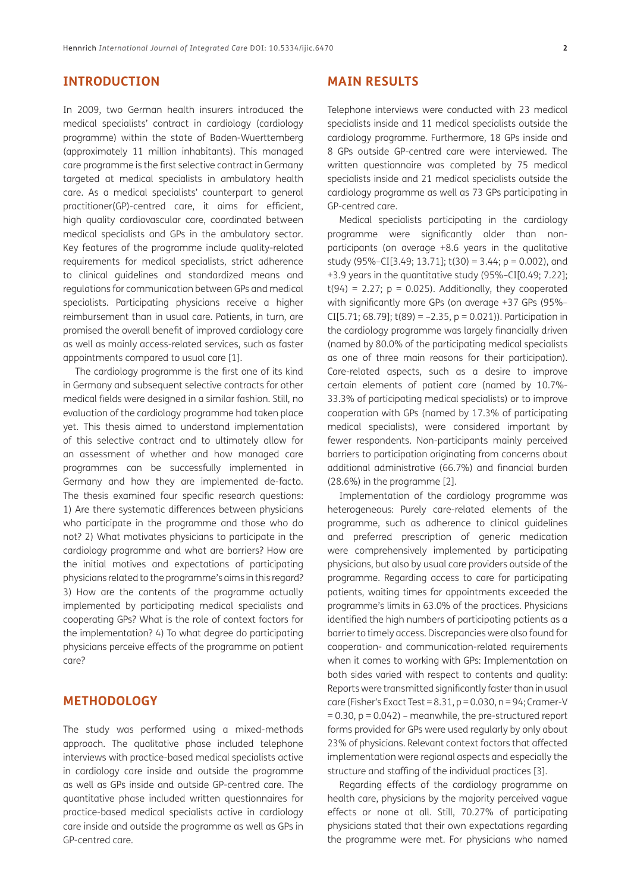## INTRODUCTION

In 2009, two German health insurers introduced the medical specialists' contract in cardiology (cardiology programme) within the state of Baden-Wuerttemberg (approximately 11 million inhabitants). This managed care programme is the first selective contract in Germany targeted at medical specialists in ambulatory health care. As a medical specialists' counterpart to general practitioner(GP)-centred care, it aims for efficient, high quality cardiovascular care, coordinated between medical specialists and GPs in the ambulatory sector. Key features of the programme include quality-related requirements for medical specialists, strict adherence to clinical guidelines and standardized means and regulations for communication between GPs and medical specialists. Participating physicians receive a higher reimbursement than in usual care. Patients, in turn, are promised the overall benefit of improved cardiology care as well as mainly access-related services, such as faster appointments compared to usual care [1].

The cardiology programme is the first one of its kind in Germany and subsequent selective contracts for other medical fields were designed in a similar fashion. Still, no evaluation of the cardiology programme had taken place yet. This thesis aimed to understand implementation of this selective contract and to ultimately allow for an assessment of whether and how managed care programmes can be successfully implemented in Germany and how they are implemented de-facto. The thesis examined four specific research questions: 1) Are there systematic differences between physicians who participate in the programme and those who do not? 2) What motivates physicians to participate in the cardiology programme and what are barriers? How are the initial motives and expectations of participating physicians related to the programme's aims in this regard? 3) How are the contents of the programme actually implemented by participating medical specialists and cooperating GPs? What is the role of context factors for the implementation? 4) To what degree do participating physicians perceive effects of the programme on patient care?

## METHODOLOGY

The study was performed using a mixed-methods approach. The qualitative phase included telephone interviews with practice-based medical specialists active in cardiology care inside and outside the programme as well as GPs inside and outside GP-centred care. The quantitative phase included written questionnaires for practice-based medical specialists active in cardiology care inside and outside the programme as well as GPs in GP-centred care.

## MAIN RESULTS

Telephone interviews were conducted with 23 medical specialists inside and 11 medical specialists outside the cardiology programme. Furthermore, 18 GPs inside and 8 GPs outside GP-centred care were interviewed. The written questionnaire was completed by 75 medical specialists inside and 21 medical specialists outside the cardiology programme as well as 73 GPs participating in GP-centred care.

Medical specialists participating in the cardiology programme were significantly older than non-participants (on average +8.6 years in the qualitative study (95%–CI[3.49; 13.71]; $t(30) = 3.44$; $p = 0.002$), and +3.9 years in the quantitative study (95%–CI[0.49; 7.22]; $t(94) = 2.27$; $p = 0.025$). Additionally, they cooperated with significantly more GPs (on average +37 GPs (95%–CI[5.71; 68.79]; $t(89) = -2.35$, $p = 0.021$)). Participation in the cardiology programme was largely financially driven (named by 80.0% of the participating medical specialists as one of three main reasons for their participation). Care-related aspects, such as a desire to improve certain elements of patient care (named by 10.7%-33.3% of participating medical specialists) or to improve cooperation with GPs (named by 17.3% of participating medical specialists), were considered important by fewer respondents. Non-participants mainly perceived barriers to participation originating from concerns about additional administrative (66.7%) and financial burden (28.6%) in the programme [2].

Implementation of the cardiology programme was heterogeneous: Purely care-related elements of the programme, such as adherence to clinical guidelines and preferred prescription of generic medication were comprehensively implemented by participating physicians, but also by usual care providers outside of the programme. Regarding access to care for participating patients, waiting times for appointments exceeded the programme's limits in 63.0% of the practices. Physicians identified the high numbers of participating patients as a barrier to timely access. Discrepancies were also found for cooperation- and communication-related requirements when it comes to working with GPs: Implementation on both sides varied with respect to contents and quality: Reports were transmitted significantly faster than in usual care (Fisher's Exact Test = 8.31, $p = 0.030$, $n = 94$; Cramer-V $= 0.30$, $p = 0.042$) – meanwhile, the pre-structured report forms provided for GPs were used regularly by only about 23% of physicians. Relevant context factors that affected implementation were regional aspects and especially the structure and staffing of the individual practices [3].

Regarding effects of the cardiology programme on health care, physicians by the majority perceived vague effects or none at all. Still, 70.27% of participating physicians stated that their own expectations regarding the programme were met. For physicians who named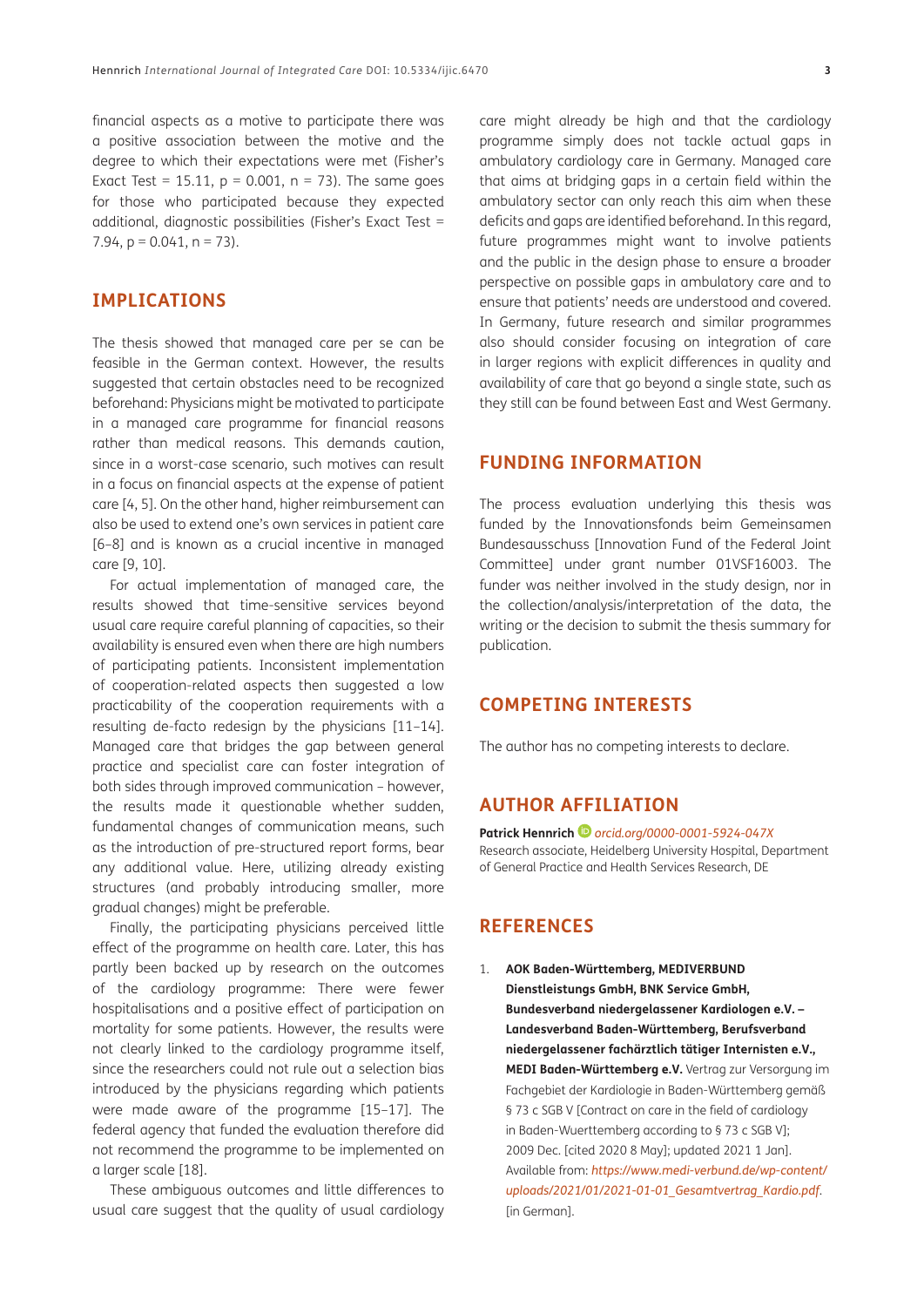financial aspects as a motive to participate there was a positive association between the motive and the degree to which their expectations were met (Fisher's Exact Test = 15.11, $p = 0.001$, $n = 73$). The same goes for those who participated because they expected additional, diagnostic possibilities (Fisher's Exact Test = 7.94, $p = 0.041$, $n = 73$).

## IMPLICATIONS

The thesis showed that managed care per se can be feasible in the German context. However, the results suggested that certain obstacles need to be recognized beforehand: Physicians might be motivated to participate in a managed care programme for financial reasons rather than medical reasons. This demands caution, since in a worst-case scenario, such motives can result in a focus on financial aspects at the expense of patient care [4, 5]. On the other hand, higher reimbursement can also be used to extend one's own services in patient care [6–8] and is known as a crucial incentive in managed care [9, 10].

For actual implementation of managed care, the results showed that time-sensitive services beyond usual care require careful planning of capacities, so their availability is ensured even when there are high numbers of participating patients. Inconsistent implementation of cooperation-related aspects then suggested a low practicability of the cooperation requirements with a resulting de-facto redesign by the physicians [11–14]. Managed care that bridges the gap between general practice and specialist care can foster integration of both sides through improved communication – however, the results made it questionable whether sudden, fundamental changes of communication means, such as the introduction of pre-structured report forms, bear any additional value. Here, utilizing already existing structures (and probably introducing smaller, more gradual changes) might be preferable.

Finally, the participating physicians perceived little effect of the programme on health care. Later, this has partly been backed up by research on the outcomes of the cardiology programme: There were fewer hospitalisations and a positive effect of participation on mortality for some patients. However, the results were not clearly linked to the cardiology programme itself, since the researchers could not rule out a selection bias introduced by the physicians regarding which patients were made aware of the programme [15–17]. The federal agency that funded the evaluation therefore did not recommend the programme to be implemented on a larger scale [18].

These ambiguous outcomes and little differences to usual care suggest that the quality of usual cardiology care might already be high and that the cardiology programme simply does not tackle actual gaps in ambulatory cardiology care in Germany. Managed care that aims at bridging gaps in a certain field within the ambulatory sector can only reach this aim when these deficits and gaps are identified beforehand. In this regard, future programmes might want to involve patients and the public in the design phase to ensure a broader perspective on possible gaps in ambulatory care and to ensure that patients' needs are understood and covered. In Germany, future research and similar programmes also should consider focusing on integration of care in larger regions with explicit differences in quality and availability of care that go beyond a single state, such as they still can be found between East and West Germany.

## FUNDING INFORMATION

The process evaluation underlying this thesis was funded by the Innovationsfonds beim Gemeinsamen Bundesausschuss [Innovation Fund of the Federal Joint Committee] under grant number 01VSF16003. The funder was neither involved in the study design, nor in the collection/analysis/interpretation of the data, the writing or the decision to submit the thesis summary for publication.

## COMPETING INTERESTS

The author has no competing interests to declare.

## AUTHOR AFFILIATION

**Patrick Hennrich** *orcid.org/0000-0001-5924-047X*
Research associate, Heidelberg University Hospital, Department of General Practice and Health Services Research, DE

## REFERENCES

1. **AOK Baden-Württemberg, MEDIVERBUND Dienstleistungs GmbH, BNK Service GmbH, Bundesverband niedergelassener Kardiologen e.V. – Landesverband Baden-Württemberg, Berufsverband niedergelassener fachärztlich tätiger Internisten e.V., MEDI Baden-Württemberg e.V.** Vertrag zur Versorgung im Fachgebiet der Kardiologie in Baden-Württemberg gemäß § 73 c SGB V [Contract on care in the field of cardiology in Baden-Wuerttemberg according to § 73 c SGB V]; 2009 Dec. [cited 2020 8 May]; updated 2021 1 Jan]. Available from: *https://www.medi-verbund.de/wp-content/uploads/2021/01/2021-01-01_Gesamtvertrag_Kardio.pdf*. [in German].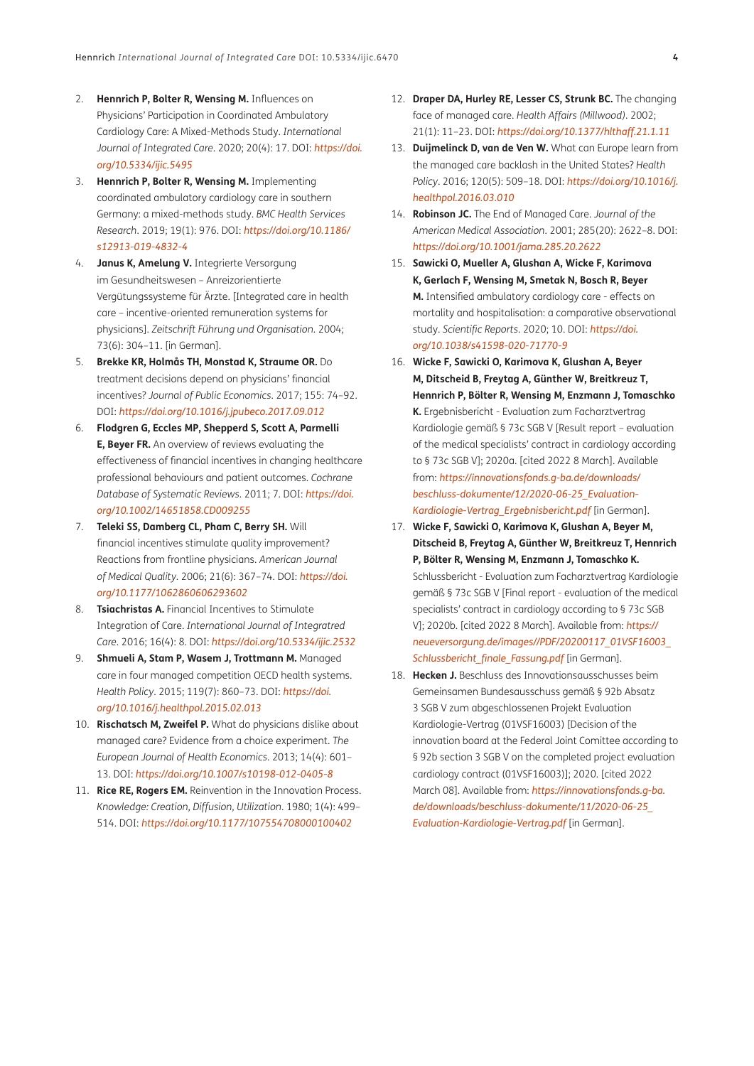2. **Hennrich P, Bolter R, Wensing M.** Influences on Physicians' Participation in Coordinated Ambulatory Cardiology Care: A Mixed-Methods Study. *International Journal of Integrated Care*. 2020; 20(4): 17. DOI: *https://doi.org/10.5334/ijic.5495*
3. **Hennrich P, Bolter R, Wensing M.** Implementing coordinated ambulatory cardiology care in southern Germany: a mixed-methods study. *BMC Health Services Research*. 2019; 19(1): 976. DOI: *https://doi.org/10.1186/s12913-019-4832-4*
4. **Janus K, Amelung V.** Integrierte Versorgung im Gesundheitswesen – Anreizorientierte Vergütungssysteme für Ärzte. [Integrated care in health care – incentive-oriented remuneration systems for physicians]. *Zeitschrift Führung und Organisation*. 2004; 73(6): 304–11. [in German].
5. **Brekke KR, Holmås TH, Monstad K, Straume OR.** Do treatment decisions depend on physicians' financial incentives? *Journal of Public Economics*. 2017; 155: 74–92. DOI: *https://doi.org/10.1016/j.jpubeco.2017.09.012*
6. **Flodgren G, Eccles MP, Shepperd S, Scott A, Parmelli E, Beyer FR.** An overview of reviews evaluating the effectiveness of financial incentives in changing healthcare professional behaviours and patient outcomes. *Cochrane Database of Systematic Reviews*. 2011; 7. DOI: *https://doi.org/10.1002/14651858.CD009255*
7. **Teleki SS, Damberg CL, Pham C, Berry SH.** Will financial incentives stimulate quality improvement? Reactions from frontline physicians. *American Journal of Medical Quality*. 2006; 21(6): 367–74. DOI: *https://doi.org/10.1177/1062860606293602*
8. **Tsiachristas A.** Financial Incentives to Stimulate Integration of Care. *International Journal of Integrated Care*. 2016; 16(4): 8. DOI: *https://doi.org/10.5334/ijic.2532*
9. **Shmueli A, Stam P, Wasem J, Trottmann M.** Managed care in four managed competition OECD health systems. *Health Policy*. 2015; 119(7): 860–73. DOI: *https://doi.org/10.1016/j.healthpol.2015.02.013*
10. **Rischatsch M, Zweifel P.** What do physicians dislike about managed care? Evidence from a choice experiment. *The European Journal of Health Economics*. 2013; 14(4): 601–13. DOI: *https://doi.org/10.1007/s10198-012-0405-8*
11. **Rice RE, Rogers EM.** Reinvention in the Innovation Process. *Knowledge: Creation, Diffusion, Utilization*. 1980; 1(4): 499–514. DOI: *https://doi.org/10.1177/107554708000100402*
12. **Draper DA, Hurley RE, Lesser CS, Strunk BC.** The changing face of managed care. *Health Affairs (Millwood)*. 2002; 21(1): 11–23. DOI: *https://doi.org/10.1377/hlthaff.21.1.11*
13. **Duijmelinck D, van de Ven W.** What can Europe learn from the managed care backlash in the United States? *Health Policy*. 2016; 120(5): 509–18. DOI: *https://doi.org/10.1016/j.healthpol.2016.03.010*
14. **Robinson JC.** The End of Managed Care. *Journal of the American Medical Association*. 2001; 285(20): 2622–8. DOI: *https://doi.org/10.1001/jama.285.20.2622*
15. **Sawicki O, Mueller A, Glushan A, Wicke F, Karimova K, Gerlach F, Wensing M, Smetak N, Bosch R, Beyer M.** Intensified ambulatory cardiology care - effects on mortality and hospitalisation: a comparative observational study. *Scientific Reports*. 2020; 10. DOI: *https://doi.org/10.1038/s41598-020-71770-9*
16. **Wicke F, Sawicki O, Karimova K, Glushan A, Beyer M, Ditscheid B, Freytag A, Günther W, Breitkreuz T, Hennrich P, Bölter R, Wensing M, Enzmann J, Tomaschko K.** Ergebnisbericht - Evaluation zum Facharztvertrag Kardiologie gemäß § 73c SGB V [Result report – evaluation of the medical specialists' contract in cardiology according to § 73c SGB V]; 2020a. [cited 2022 8 March]. Available from: *https://innovationsfonds.g-ba.de/downloads/beschluss-dokumente/12/2020-06-25_Evaluation-Kardiologie-Vertrag_Ergebnisbericht.pdf* [in German].
17. **Wicke F, Sawicki O, Karimova K, Glushan A, Beyer M, Ditscheid B, Freytag A, Günther W, Breitkreuz T, Hennrich P, Bölter R, Wensing M, Enzmann J, Tomaschko K.** Schlussbericht - Evaluation zum Facharztvertrag Kardiologie gemäß § 73c SGB V [Final report - evaluation of the medical specialists' contract in cardiology according to § 73c SGB V]; 2020b. [cited 2022 8 March]. Available from: *https://neueversorgung.de/images//PDF/20200117_01VSF16003_Schlussbericht_finale_Fassung.pdf* [in German].
18. **Hecken J.** Beschluss des Innovationsausschusses beim Gemeinsamen Bundesausschuss gemäß § 92b Absatz 3 SGB V zum abgeschlossenen Projekt Evaluation Kardiologie-Vertrag (01VSF16003) [Decision of the innovation board at the Federal Joint Comittee according to § 92b section 3 SGB V on the completed project evaluation cardiology contract (01VSF16003)]; 2020. [cited 2022 March 08]. Available from: *https://innovationsfonds.g-ba.de/downloads/beschluss-dokumente/11/2020-06-25_Evaluation-Kardiologie-Vertrag.pdf* [in German].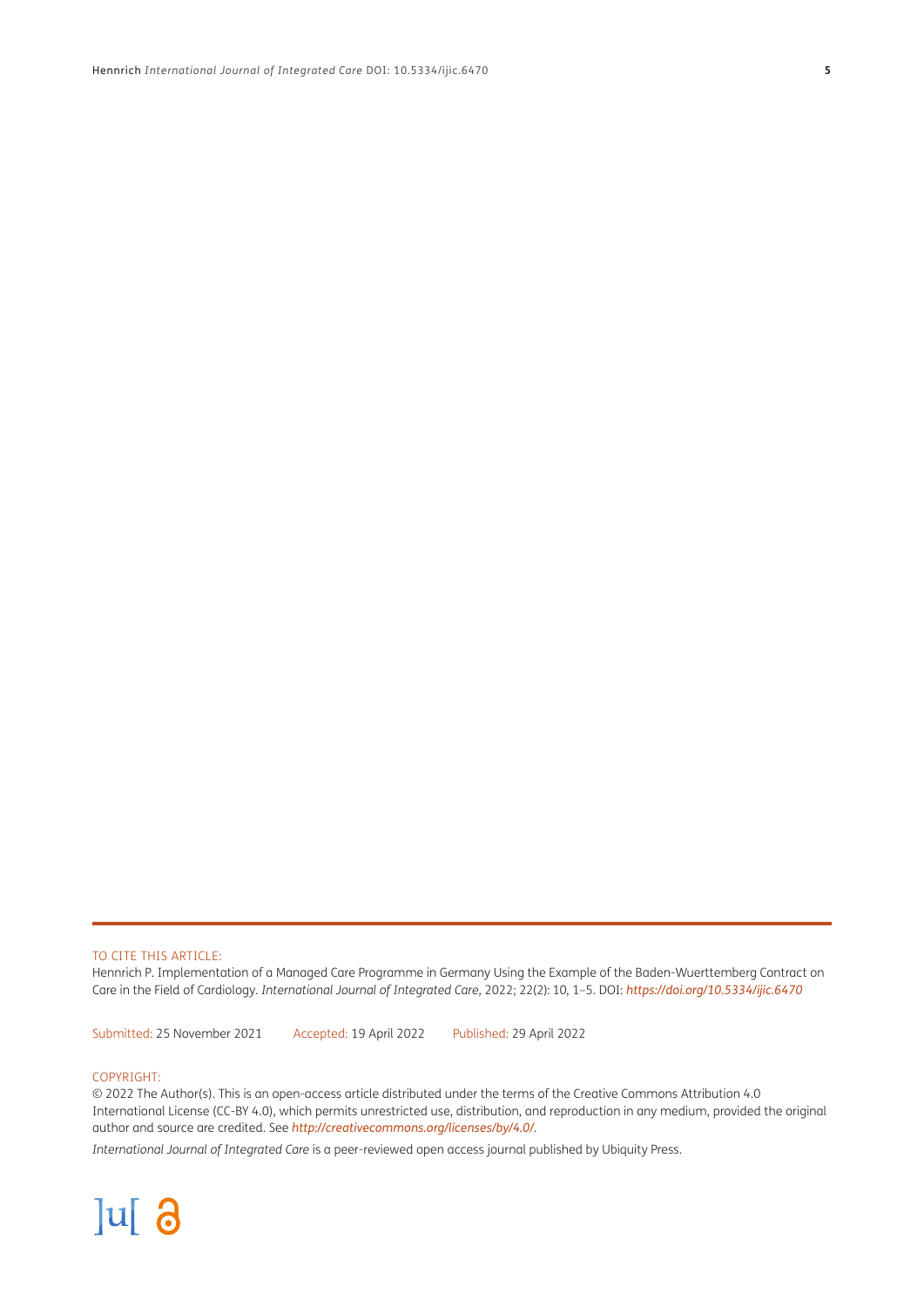TO CITE THIS ARTICLE:

Hennrich P. Implementation of a Managed Care Programme in Germany Using the Example of the Baden-Wuerttemberg Contract on Care in the Field of Cardiology. *International Journal of Integrated Care*, 2022; 22(2): 10, 1–5. DOI: *https://doi.org/10.5334/ijic.6470*

Submitted: 25 November 2021 Accepted: 19 April 2022 Published: 29 April 2022

COPYRIGHT:

© 2022 The Author(s). This is an open-access article distributed under the terms of the Creative Commons Attribution 4.0 International License (CC-BY 4.0), which permits unrestricted use, distribution, and reproduction in any medium, provided the original author and source are credited. See *http://creativecommons.org/licenses/by/4.0/*.

*International Journal of Integrated Care* is a peer-reviewed open access journal published by Ubiquity Press.